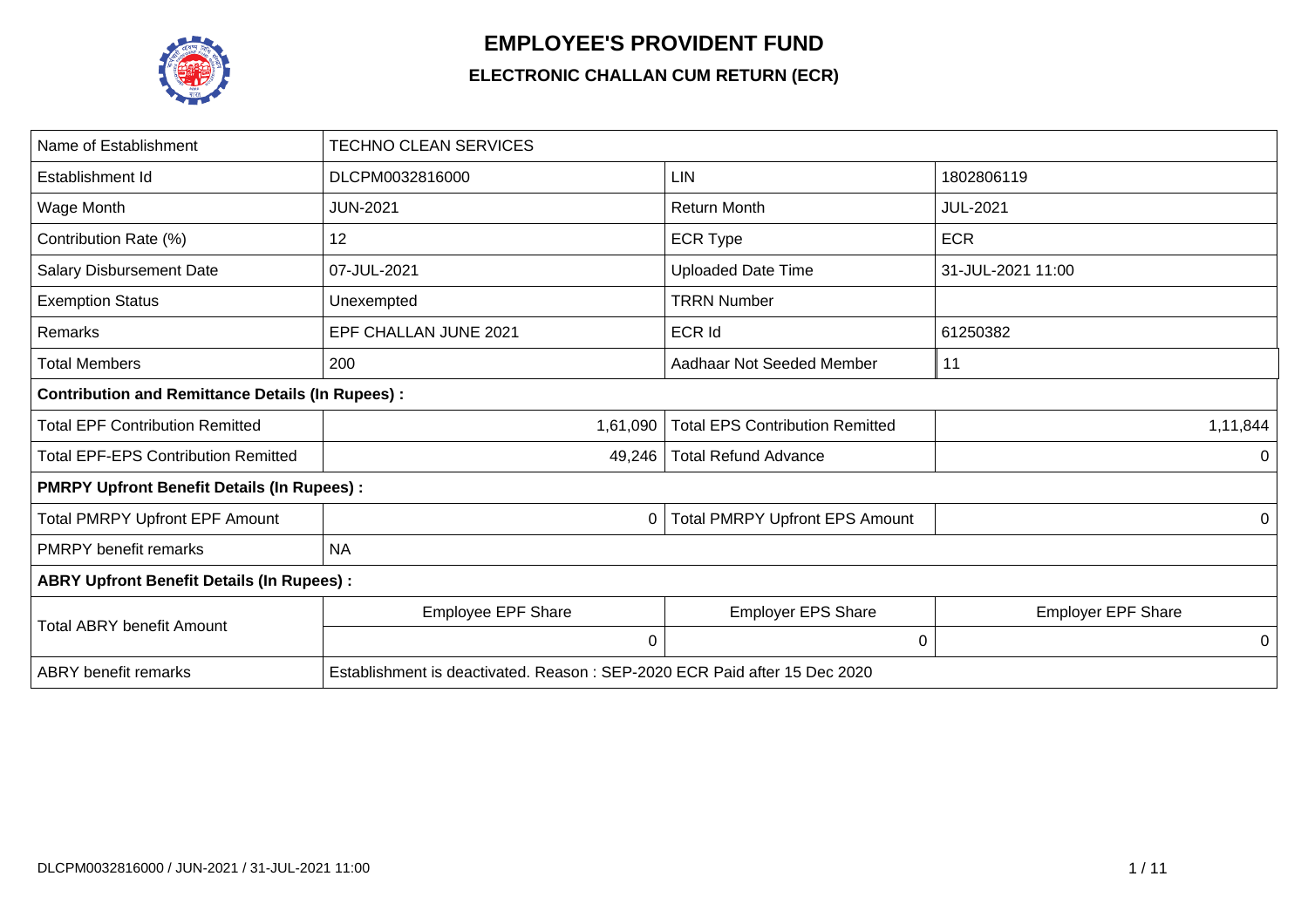# EMPLOYEE'S PROVIDENT FUND

## ELECTRONIC CHALLAN CUM RETURN (ECR)

| Name of Establishment | TECHNO CLEAN SERVICES | | |
|---|---|---|---|
| Establishment Id | DLCPM0032816000 | LIN | 1802806119 |
| Wage Month | JUN-2021 | Return Month | JUL-2021 |
| Contribution Rate (%) | 12 | ECR Type | ECR |
| Salary Disbursement Date | 07-JUL-2021 | Uploaded Date Time | 31-JUL-2021 11:00 |
| Exemption Status | Unexempted | TRRN Number | |
| Remarks | EPF CHALLAN JUNE 2021 | ECR Id | 61250382 |
| Total Members | 200 | Aadhaar Not Seeded Member | 11 |
| **Contribution and Remittance Details (In Rupees) :** | | | |
| Total EPF Contribution Remitted | 1,61,090 | Total EPS Contribution Remitted | 1,11,844 |
| Total EPF-EPS Contribution Remitted | 49,246 | Total Refund Advance | 0 |
| **PMRPY Upfront Benefit Details (In Rupees) :** | | | |
| Total PMRPY Upfront EPF Amount | 0 | Total PMRPY Upfront EPS Amount | 0 |
| PMRPY benefit remarks | NA | | |
| **ABRY Upfront Benefit Details (In Rupees) :** | | | |
| Total ABRY benefit Amount | Employee EPF Share | Employer EPS Share | Employer EPF Share |
| | 0 | 0 | 0 |
| ABRY benefit remarks | Establishment is deactivated. Reason : SEP-2020 ECR Paid after 15 Dec 2020 | | |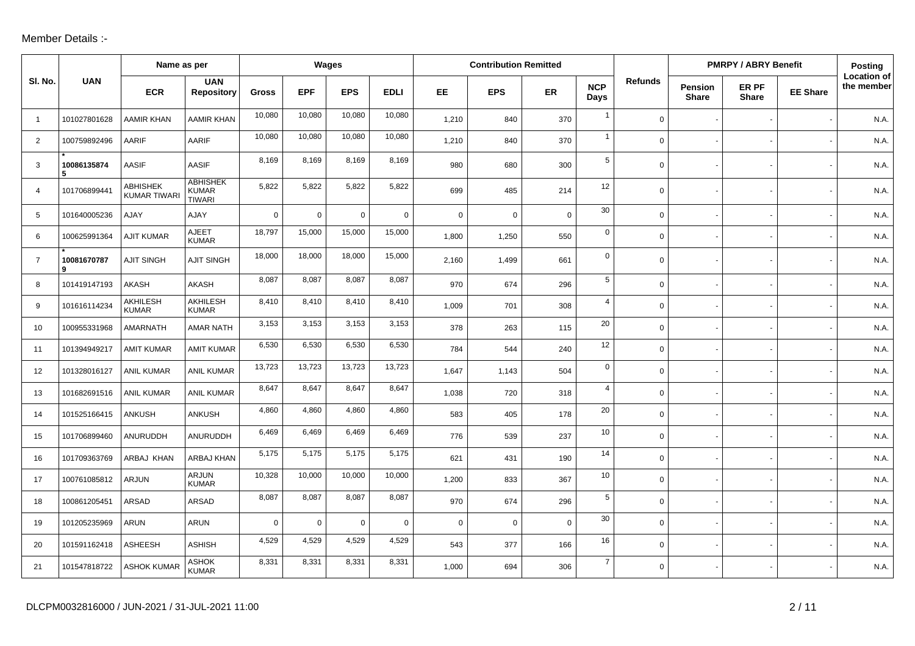Member Details :-

| Sl. No. | UAN | Name as per | | Wages | | | | Contribution Remitted | | | | Refunds | PMRPY / ABRY Benefit | | | Posting Location of the member |
|---|---|---|---|---|---|---|---|---|---|---|---|---|---|---|---|---|
| | | ECR | UAN Repository | Gross | EPF | EPS | EDLI | EE | EPS | ER | NCP Days | | Pension Share | ER PF Share | EE Share | |
| 1 | 101027801628 | AAMIR KHAN | AAMIR KHAN | 10,080 | 10,080 | 10,080 | 10,080 | 1,210 | 840 | 370 | 1 | 0 | - | - | - | N.A. |
| 2 | 100759892496 | AARIF | AARIF | 10,080 | 10,080 | 10,080 | 10,080 | 1,210 | 840 | 370 | 1 | 0 | - | - | - | N.A. |
| 3 | * 100861358745 | AASIF | AASIF | 8,169 | 8,169 | 8,169 | 8,169 | 980 | 680 | 300 | 5 | 0 | - | - | - | N.A. |
| 4 | 101706899441 | ABHISHEK KUMAR TIWARI | ABHISHEK KUMAR TIWARI | 5,822 | 5,822 | 5,822 | 5,822 | 699 | 485 | 214 | 12 | 0 | - | - | - | N.A. |
| 5 | 101640005236 | AJAY | AJAY | 0 | 0 | 0 | 0 | 0 | 0 | 0 | 30 | 0 | - | - | - | N.A. |
| 6 | 100625991364 | AJIT KUMAR | AJEET KUMAR | 18,797 | 15,000 | 15,000 | 15,000 | 1,800 | 1,250 | 550 | 0 | 0 | - | - | - | N.A. |
| 7 | * 100816707879 | AJIT SINGH | AJIT SINGH | 18,000 | 18,000 | 18,000 | 15,000 | 2,160 | 1,499 | 661 | 0 | 0 | - | - | - | N.A. |
| 8 | 101419147193 | AKASH | AKASH | 8,087 | 8,087 | 8,087 | 8,087 | 970 | 674 | 296 | 5 | 0 | - | - | - | N.A. |
| 9 | 101616114234 | AKHILESH KUMAR | AKHILESH KUMAR | 8,410 | 8,410 | 8,410 | 8,410 | 1,009 | 701 | 308 | 4 | 0 | - | - | - | N.A. |
| 10 | 100955331968 | AMARNATH | AMAR NATH | 3,153 | 3,153 | 3,153 | 3,153 | 378 | 263 | 115 | 20 | 0 | - | - | - | N.A. |
| 11 | 101394949217 | AMIT KUMAR | AMIT KUMAR | 6,530 | 6,530 | 6,530 | 6,530 | 784 | 544 | 240 | 12 | 0 | - | - | - | N.A. |
| 12 | 101328016127 | ANIL KUMAR | ANIL KUMAR | 13,723 | 13,723 | 13,723 | 13,723 | 1,647 | 1,143 | 504 | 0 | 0 | - | - | - | N.A. |
| 13 | 101682691516 | ANIL KUMAR | ANIL KUMAR | 8,647 | 8,647 | 8,647 | 8,647 | 1,038 | 720 | 318 | 4 | 0 | - | - | - | N.A. |
| 14 | 101525166415 | ANKUSH | ANKUSH | 4,860 | 4,860 | 4,860 | 4,860 | 583 | 405 | 178 | 20 | 0 | - | - | - | N.A. |
| 15 | 101706899460 | ANURUDDH | ANURUDDH | 6,469 | 6,469 | 6,469 | 6,469 | 776 | 539 | 237 | 10 | 0 | - | - | - | N.A. |
| 16 | 101709363769 | ARBAJ KHAN | ARBAJ KHAN | 5,175 | 5,175 | 5,175 | 5,175 | 621 | 431 | 190 | 14 | 0 | - | - | - | N.A. |
| 17 | 100761085812 | ARJUN | ARJUN KUMAR | 10,328 | 10,000 | 10,000 | 10,000 | 1,200 | 833 | 367 | 10 | 0 | - | - | - | N.A. |
| 18 | 100861205451 | ARSAD | ARSAD | 8,087 | 8,087 | 8,087 | 8,087 | 970 | 674 | 296 | 5 | 0 | - | - | - | N.A. |
| 19 | 101205235969 | ARUN | ARUN | 0 | 0 | 0 | 0 | 0 | 0 | 0 | 30 | 0 | - | - | - | N.A. |
| 20 | 101591162418 | ASHEESH | ASHISH | 4,529 | 4,529 | 4,529 | 4,529 | 543 | 377 | 166 | 16 | 0 | - | - | - | N.A. |
| 21 | 101547818722 | ASHOK KUMAR | ASHOK KUMAR | 8,331 | 8,331 | 8,331 | 8,331 | 1,000 | 694 | 306 | 7 | 0 | - | - | - | N.A. |

DLCPM0032816000 / JUN-2021 / 31-JUL-2021 11:00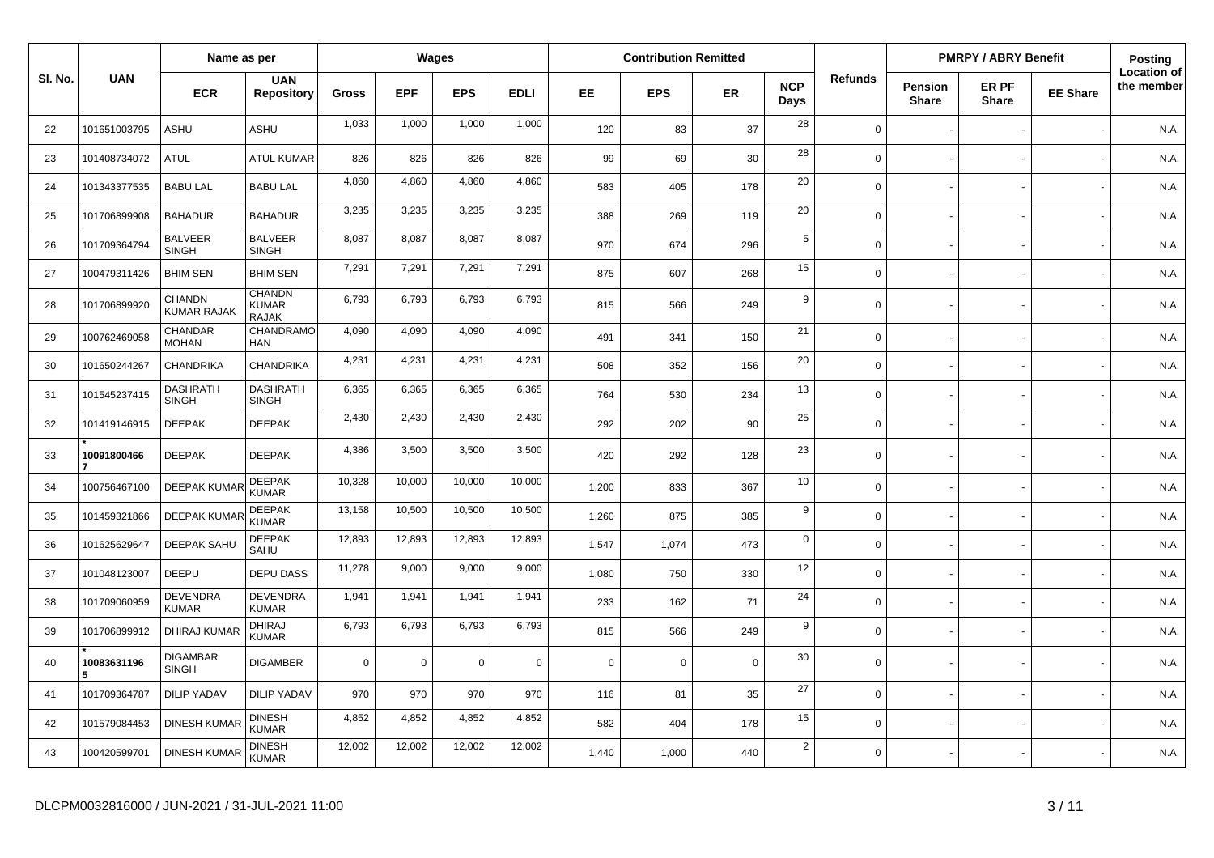| Sl. No. | UAN | Name as per | | Wages | | | | Contribution Remitted | | | | Refunds | PMRPY / ABRY Benefit | | | Posting Location of the member |
|---|---|---|---|---|---|---|---|---|---|---|---|---|---|---|---|---|
| | | ECR | UAN Repository | Gross | EPF | EPS | EDLI | EE | EPS | ER | NCP Days | | Pension Share | ER PF Share | EE Share | |
| 22 | 101651003795 | ASHU | ASHU | 1,033 | 1,000 | 1,000 | 1,000 | 120 | 83 | 37 | 28 | 0 | - | - | - | N.A. |
| 23 | 101408734072 | ATUL | ATUL KUMAR | 826 | 826 | 826 | 826 | 99 | 69 | 30 | 28 | 0 | - | - | - | N.A. |
| 24 | 101343377535 | BABU LAL | BABU LAL | 4,860 | 4,860 | 4,860 | 4,860 | 583 | 405 | 178 | 20 | 0 | - | - | - | N.A. |
| 25 | 101706899908 | BAHADUR | BAHADUR | 3,235 | 3,235 | 3,235 | 3,235 | 388 | 269 | 119 | 20 | 0 | - | - | - | N.A. |
| 26 | 101709364794 | BALVEER SINGH | BALVEER SINGH | 8,087 | 8,087 | 8,087 | 8,087 | 970 | 674 | 296 | 5 | 0 | - | - | - | N.A. |
| 27 | 100479311426 | BHIM SEN | BHIM SEN | 7,291 | 7,291 | 7,291 | 7,291 | 875 | 607 | 268 | 15 | 0 | - | - | - | N.A. |
| 28 | 101706899920 | CHANDN KUMAR RAJAK | CHANDN KUMAR RAJAK | 6,793 | 6,793 | 6,793 | 6,793 | 815 | 566 | 249 | 9 | 0 | - | - | - | N.A. |
| 29 | 100762469058 | CHANDAR MOHAN | CHANDRAMOHAN | 4,090 | 4,090 | 4,090 | 4,090 | 491 | 341 | 150 | 21 | 0 | - | - | - | N.A. |
| 30 | 101650244267 | CHANDRIKA | CHANDRIKA | 4,231 | 4,231 | 4,231 | 4,231 | 508 | 352 | 156 | 20 | 0 | - | - | - | N.A. |
| 31 | 101545237415 | DASHRATH SINGH | DASHRATH SINGH | 6,365 | 6,365 | 6,365 | 6,365 | 764 | 530 | 234 | 13 | 0 | - | - | - | N.A. |
| 32 | 101419146915 | DEEPAK | DEEPAK | 2,430 | 2,430 | 2,430 | 2,430 | 292 | 202 | 90 | 25 | 0 | - | - | - | N.A. |
| 33 | * 100918004667 | DEEPAK | DEEPAK | 4,386 | 3,500 | 3,500 | 3,500 | 420 | 292 | 128 | 23 | 0 | - | - | - | N.A. |
| 34 | 100756467100 | DEEPAK KUMAR | DEEPAK KUMAR | 10,328 | 10,000 | 10,000 | 10,000 | 1,200 | 833 | 367 | 10 | 0 | - | - | - | N.A. |
| 35 | 101459321866 | DEEPAK KUMAR | DEEPAK KUMAR | 13,158 | 10,500 | 10,500 | 10,500 | 1,260 | 875 | 385 | 9 | 0 | - | - | - | N.A. |
| 36 | 101625629647 | DEEPAK SAHU | DEEPAK SAHU | 12,893 | 12,893 | 12,893 | 12,893 | 1,547 | 1,074 | 473 | 0 | 0 | - | - | - | N.A. |
| 37 | 101048123007 | DEEPU | DEPU DASS | 11,278 | 9,000 | 9,000 | 9,000 | 1,080 | 750 | 330 | 12 | 0 | - | - | - | N.A. |
| 38 | 101709060959 | DEVENDRA KUMAR | DEVENDRA KUMAR | 1,941 | 1,941 | 1,941 | 1,941 | 233 | 162 | 71 | 24 | 0 | - | - | - | N.A. |
| 39 | 101706899912 | DHIRAJ KUMAR | DHIRAJ KUMAR | 6,793 | 6,793 | 6,793 | 6,793 | 815 | 566 | 249 | 9 | 0 | - | - | - | N.A. |
| 40 | * 100836311965 | DIGAMBAR SINGH | DIGAMBER | 0 | 0 | 0 | 0 | 0 | 0 | 0 | 30 | 0 | - | - | - | N.A. |
| 41 | 101709364787 | DILIP YADAV | DILIP YADAV | 970 | 970 | 970 | 970 | 116 | 81 | 35 | 27 | 0 | - | - | - | N.A. |
| 42 | 101579084453 | DINESH KUMAR | DINESH KUMAR | 4,852 | 4,852 | 4,852 | 4,852 | 582 | 404 | 178 | 15 | 0 | - | - | - | N.A. |
| 43 | 100420599701 | DINESH KUMAR | DINESH KUMAR | 12,002 | 12,002 | 12,002 | 12,002 | 1,440 | 1,000 | 440 | 2 | 0 | - | - | - | N.A. |

DLCPM0032816000 / JUN-2021 / 31-JUL-2021 11:00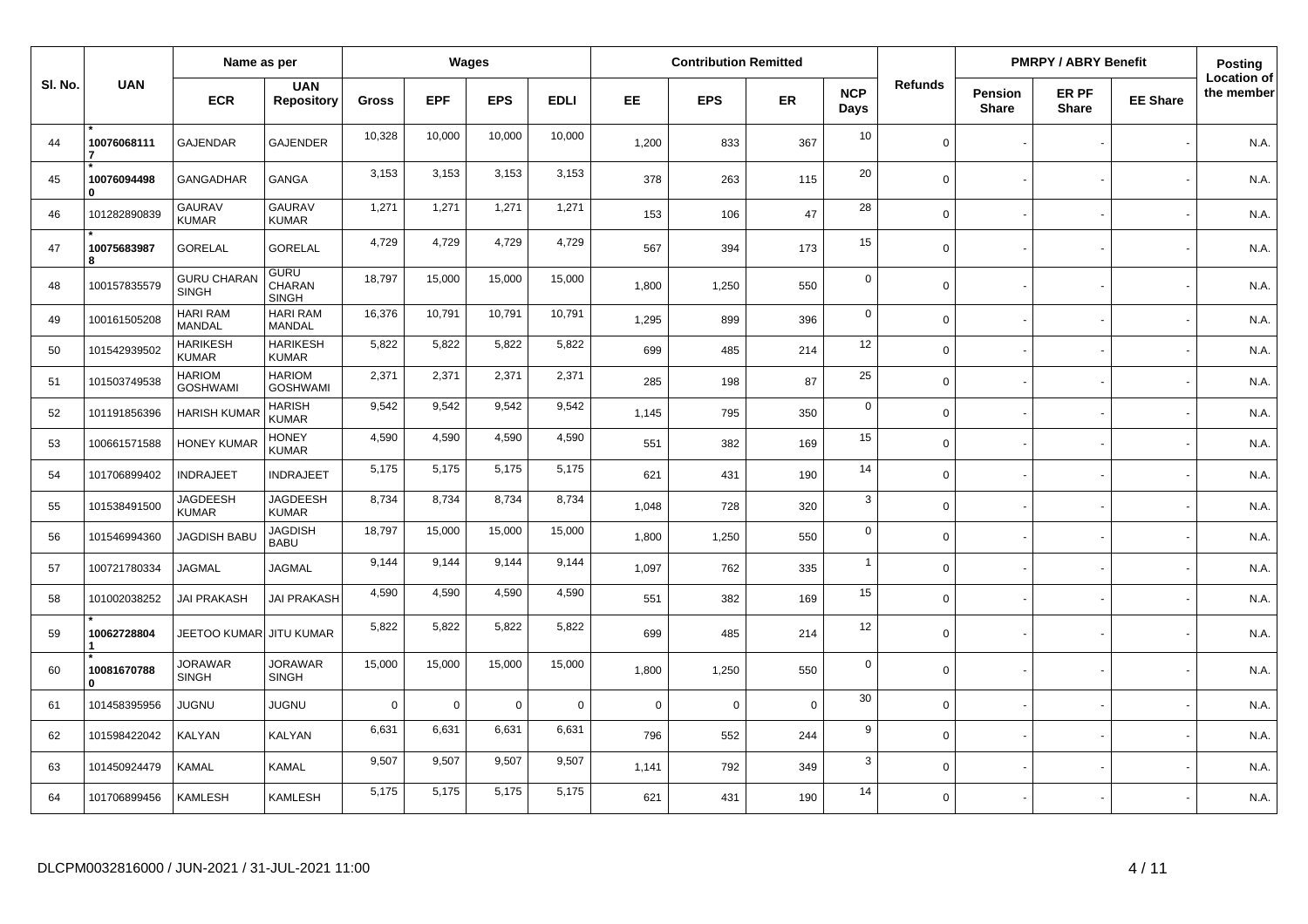| Sl. No. | UAN | Name as per | | Wages | | | | Contribution Remitted | | | | Refunds | PMRPY / ABRY Benefit | | | Posting Location of the member |
|---|---|---|---|---|---|---|---|---|---|---|---|---|---|---|---|---|
| | | ECR | UAN Repository | Gross | EPF | EPS | EDLI | EE | EPS | ER | NCP Days | | Pension Share | ER PF Share | EE Share | |
| 44 | * 100760681117 | GAJENDAR | GAJENDER | 10,328 | 10,000 | 10,000 | 10,000 | 1,200 | 833 | 367 | 10 | 0 | - | - | - | N.A. |
| 45 | * 100760944980 | GANGADHAR | GANGA | 3,153 | 3,153 | 3,153 | 3,153 | 378 | 263 | 115 | 20 | 0 | - | - | - | N.A. |
| 46 | 101282890839 | GAURAV KUMAR | GAURAV KUMAR | 1,271 | 1,271 | 1,271 | 1,271 | 153 | 106 | 47 | 28 | 0 | - | - | - | N.A. |
| 47 | * 100756839878 | GORELAL | GORELAL | 4,729 | 4,729 | 4,729 | 4,729 | 567 | 394 | 173 | 15 | 0 | - | - | - | N.A. |
| 48 | 100157835579 | GURU CHARAN SINGH | GURU CHARAN SINGH | 18,797 | 15,000 | 15,000 | 15,000 | 1,800 | 1,250 | 550 | 0 | 0 | - | - | - | N.A. |
| 49 | 100161505208 | HARI RAM MANDAL | HARI RAM MANDAL | 16,376 | 10,791 | 10,791 | 10,791 | 1,295 | 899 | 396 | 0 | 0 | - | - | - | N.A. |
| 50 | 101542939502 | HARIKESH KUMAR | HARIKESH KUMAR | 5,822 | 5,822 | 5,822 | 5,822 | 699 | 485 | 214 | 12 | 0 | - | - | - | N.A. |
| 51 | 101503749538 | HARIOM GOSHWAMI | HARIOM GOSHWAMI | 2,371 | 2,371 | 2,371 | 2,371 | 285 | 198 | 87 | 25 | 0 | - | - | - | N.A. |
| 52 | 101191856396 | HARISH KUMAR | HARISH KUMAR | 9,542 | 9,542 | 9,542 | 9,542 | 1,145 | 795 | 350 | 0 | 0 | - | - | - | N.A. |
| 53 | 100661571588 | HONEY KUMAR | HONEY KUMAR | 4,590 | 4,590 | 4,590 | 4,590 | 551 | 382 | 169 | 15 | 0 | - | - | - | N.A. |
| 54 | 101706899402 | INDRAJEET | INDRAJEET | 5,175 | 5,175 | 5,175 | 5,175 | 621 | 431 | 190 | 14 | 0 | - | - | - | N.A. |
| 55 | 101538491500 | JAGDEESH KUMAR | JAGDEESH KUMAR | 8,734 | 8,734 | 8,734 | 8,734 | 1,048 | 728 | 320 | 3 | 0 | - | - | - | N.A. |
| 56 | 101546994360 | JAGDISH BABU | JAGDISH BABU | 18,797 | 15,000 | 15,000 | 15,000 | 1,800 | 1,250 | 550 | 0 | 0 | - | - | - | N.A. |
| 57 | 100721780334 | JAGMAL | JAGMAL | 9,144 | 9,144 | 9,144 | 9,144 | 1,097 | 762 | 335 | 1 | 0 | - | - | - | N.A. |
| 58 | 101002038252 | JAI PRAKASH | JAI PRAKASH | 4,590 | 4,590 | 4,590 | 4,590 | 551 | 382 | 169 | 15 | 0 | - | - | - | N.A. |
| 59 | * 100627288041 | JEETOO KUMAR | JITU KUMAR | 5,822 | 5,822 | 5,822 | 5,822 | 699 | 485 | 214 | 12 | 0 | - | - | - | N.A. |
| 60 | * 100816707880 | JORAWAR SINGH | JORAWAR SINGH | 15,000 | 15,000 | 15,000 | 15,000 | 1,800 | 1,250 | 550 | 0 | 0 | - | - | - | N.A. |
| 61 | 101458395956 | JUGNU | JUGNU | 0 | 0 | 0 | 0 | 0 | 0 | 0 | 30 | 0 | - | - | - | N.A. |
| 62 | 101598422042 | KALYAN | KALYAN | 6,631 | 6,631 | 6,631 | 6,631 | 796 | 552 | 244 | 9 | 0 | - | - | - | N.A. |
| 63 | 101450924479 | KAMAL | KAMAL | 9,507 | 9,507 | 9,507 | 9,507 | 1,141 | 792 | 349 | 3 | 0 | - | - | - | N.A. |
| 64 | 101706899456 | KAMLESH | KAMLESH | 5,175 | 5,175 | 5,175 | 5,175 | 621 | 431 | 190 | 14 | 0 | - | - | - | N.A. |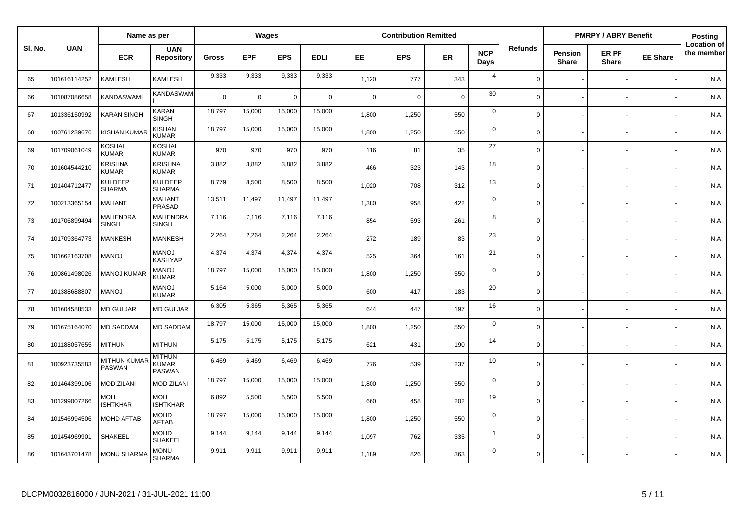| Sl. No. | UAN | Name as per | | Wages | | | | Contribution Remitted | | | | Refunds | PMRPY / ABRY Benefit | | | Posting Location of the member |
|---|---|---|---|---|---|---|---|---|---|---|---|---|---|---|---|---|
| | | ECR | UAN Repository | Gross | EPF | EPS | EDLI | EE | EPS | ER | NCP Days | | Pension Share | ER PF Share | EE Share | |
| 65 | 101616114252 | KAMLESH | KAMLESH | 9,333 | 9,333 | 9,333 | 9,333 | 1,120 | 777 | 343 | 4 | 0 | - | - | - | N.A. |
| 66 | 101087086658 | KANDASWAMI | KANDASWAMI | 0 | 0 | 0 | 0 | 0 | 0 | 0 | 30 | 0 | - | - | - | N.A. |
| 67 | 101336150992 | KARAN SINGH | KARAN SINGH | 18,797 | 15,000 | 15,000 | 15,000 | 1,800 | 1,250 | 550 | 0 | 0 | - | - | - | N.A. |
| 68 | 100761239676 | KISHAN KUMAR | KISHAN KUMAR | 18,797 | 15,000 | 15,000 | 15,000 | 1,800 | 1,250 | 550 | 0 | 0 | - | - | - | N.A. |
| 69 | 101709061049 | KOSHAL KUMAR | KOSHAL KUMAR | 970 | 970 | 970 | 970 | 116 | 81 | 35 | 27 | 0 | - | - | - | N.A. |
| 70 | 101604544210 | KRISHNA KUMAR | KRISHNA KUMAR | 3,882 | 3,882 | 3,882 | 3,882 | 466 | 323 | 143 | 18 | 0 | - | - | - | N.A. |
| 71 | 101404712477 | KULDEEP SHARMA | KULDEEP SHARMA | 8,779 | 8,500 | 8,500 | 8,500 | 1,020 | 708 | 312 | 13 | 0 | - | - | - | N.A. |
| 72 | 100213365154 | MAHANT | MAHANT PRASAD | 13,511 | 11,497 | 11,497 | 11,497 | 1,380 | 958 | 422 | 0 | 0 | - | - | - | N.A. |
| 73 | 101706899494 | MAHENDRA SINGH | MAHENDRA SINGH | 7,116 | 7,116 | 7,116 | 7,116 | 854 | 593 | 261 | 8 | 0 | - | - | - | N.A. |
| 74 | 101709364773 | MANKESH | MANKESH | 2,264 | 2,264 | 2,264 | 2,264 | 272 | 189 | 83 | 23 | 0 | - | - | - | N.A. |
| 75 | 101662163708 | MANOJ | MANOJ KASHYAP | 4,374 | 4,374 | 4,374 | 4,374 | 525 | 364 | 161 | 21 | 0 | - | - | - | N.A. |
| 76 | 100861498026 | MANOJ KUMAR | MANOJ KUMAR | 18,797 | 15,000 | 15,000 | 15,000 | 1,800 | 1,250 | 550 | 0 | 0 | - | - | - | N.A. |
| 77 | 101388688807 | MANOJ | MANOJ KUMAR | 5,164 | 5,000 | 5,000 | 5,000 | 600 | 417 | 183 | 20 | 0 | - | - | - | N.A. |
| 78 | 101604588533 | MD GULJAR | MD GULJAR | 6,305 | 5,365 | 5,365 | 5,365 | 644 | 447 | 197 | 16 | 0 | - | - | - | N.A. |
| 79 | 101675164070 | MD SADDAM | MD SADDAM | 18,797 | 15,000 | 15,000 | 15,000 | 1,800 | 1,250 | 550 | 0 | 0 | - | - | - | N.A. |
| 80 | 101188057655 | MITHUN | MITHUN | 5,175 | 5,175 | 5,175 | 5,175 | 621 | 431 | 190 | 14 | 0 | - | - | - | N.A. |
| 81 | 100923735583 | MITHUN KUMAR PASWAN | MITHUN KUMAR PASWAN | 6,469 | 6,469 | 6,469 | 6,469 | 776 | 539 | 237 | 10 | 0 | - | - | - | N.A. |
| 82 | 101464399106 | MOD.ZILANI | MOD ZILANI | 18,797 | 15,000 | 15,000 | 15,000 | 1,800 | 1,250 | 550 | 0 | 0 | - | - | - | N.A. |
| 83 | 101299007266 | MOH. ISHTKHAR | MOH ISHTKHAR | 6,892 | 5,500 | 5,500 | 5,500 | 660 | 458 | 202 | 19 | 0 | - | - | - | N.A. |
| 84 | 101546994506 | MOHD AFTAB | MOHD AFTAB | 18,797 | 15,000 | 15,000 | 15,000 | 1,800 | 1,250 | 550 | 0 | 0 | - | - | - | N.A. |
| 85 | 101454969901 | SHAKEEL | MOHD SHAKEEL | 9,144 | 9,144 | 9,144 | 9,144 | 1,097 | 762 | 335 | 1 | 0 | - | - | - | N.A. |
| 86 | 101643701478 | MONU SHARMA | MONU SHARMA | 9,911 | 9,911 | 9,911 | 9,911 | 1,189 | 826 | 363 | 0 | 0 | - | - | - | N.A. |

DLCPM0032816000 / JUN-2021 / 31-JUL-2021 11:00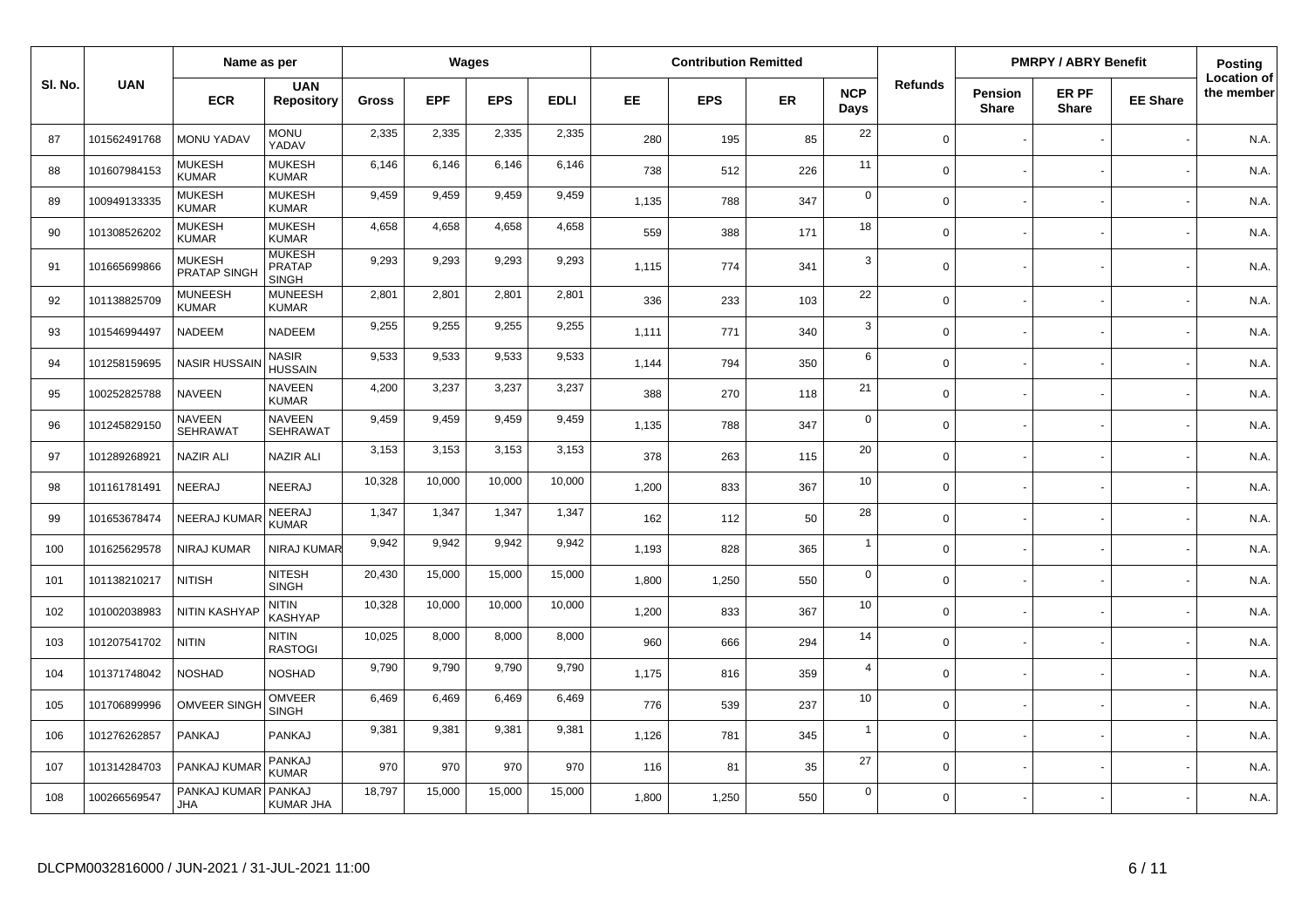| Sl. No. | UAN | Name as per | | Wages | | | | Contribution Remitted | | | | Refunds | PMRPY / ABRY Benefit | | | Posting Location of the member |
|---|---|---|---|---|---|---|---|---|---|---|---|---|---|---|---|---|
| | | ECR | UAN Repository | Gross | EPF | EPS | EDLI | EE | EPS | ER | NCP Days | | Pension Share | ER PF Share | EE Share | |
| 87 | 101562491768 | MONU YADAV | MONU YADAV | 2,335 | 2,335 | 2,335 | 2,335 | 280 | 195 | 85 | 22 | 0 | - | - | - | N.A. |
| 88 | 101607984153 | MUKESH KUMAR | MUKESH KUMAR | 6,146 | 6,146 | 6,146 | 6,146 | 738 | 512 | 226 | 11 | 0 | - | - | - | N.A. |
| 89 | 100949133335 | MUKESH KUMAR | MUKESH KUMAR | 9,459 | 9,459 | 9,459 | 9,459 | 1,135 | 788 | 347 | 0 | 0 | - | - | - | N.A. |
| 90 | 101308526202 | MUKESH KUMAR | MUKESH KUMAR | 4,658 | 4,658 | 4,658 | 4,658 | 559 | 388 | 171 | 18 | 0 | - | - | - | N.A. |
| 91 | 101665699866 | MUKESH PRATAP SINGH | MUKESH PRATAP SINGH | 9,293 | 9,293 | 9,293 | 9,293 | 1,115 | 774 | 341 | 3 | 0 | - | - | - | N.A. |
| 92 | 101138825709 | MUNEESH KUMAR | MUNEESH KUMAR | 2,801 | 2,801 | 2,801 | 2,801 | 336 | 233 | 103 | 22 | 0 | - | - | - | N.A. |
| 93 | 101546994497 | NADEEM | NADEEM | 9,255 | 9,255 | 9,255 | 9,255 | 1,111 | 771 | 340 | 3 | 0 | - | - | - | N.A. |
| 94 | 101258159695 | NASIR HUSSAIN | NASIR HUSSAIN | 9,533 | 9,533 | 9,533 | 9,533 | 1,144 | 794 | 350 | 6 | 0 | - | - | - | N.A. |
| 95 | 100252825788 | NAVEEN | NAVEEN KUMAR | 4,200 | 3,237 | 3,237 | 3,237 | 388 | 270 | 118 | 21 | 0 | - | - | - | N.A. |
| 96 | 101245829150 | NAVEEN SEHRAWAT | NAVEEN SEHRAWAT | 9,459 | 9,459 | 9,459 | 9,459 | 1,135 | 788 | 347 | 0 | 0 | - | - | - | N.A. |
| 97 | 101289268921 | NAZIR ALI | NAZIR ALI | 3,153 | 3,153 | 3,153 | 3,153 | 378 | 263 | 115 | 20 | 0 | - | - | - | N.A. |
| 98 | 101161781491 | NEERAJ | NEERAJ | 10,328 | 10,000 | 10,000 | 10,000 | 1,200 | 833 | 367 | 10 | 0 | - | - | - | N.A. |
| 99 | 101653678474 | NEERAJ KUMAR | NEERAJ KUMAR | 1,347 | 1,347 | 1,347 | 1,347 | 162 | 112 | 50 | 28 | 0 | - | - | - | N.A. |
| 100 | 101625629578 | NIRAJ KUMAR | NIRAJ KUMAR | 9,942 | 9,942 | 9,942 | 9,942 | 1,193 | 828 | 365 | 1 | 0 | - | - | - | N.A. |
| 101 | 101138210217 | NITISH | NITESH SINGH | 20,430 | 15,000 | 15,000 | 15,000 | 1,800 | 1,250 | 550 | 0 | 0 | - | - | - | N.A. |
| 102 | 101002038983 | NITIN KASHYAP | NITIN KASHYAP | 10,328 | 10,000 | 10,000 | 10,000 | 1,200 | 833 | 367 | 10 | 0 | - | - | - | N.A. |
| 103 | 101207541702 | NITIN | NITIN RASTOGI | 10,025 | 8,000 | 8,000 | 8,000 | 960 | 666 | 294 | 14 | 0 | - | - | - | N.A. |
| 104 | 101371748042 | NOSHAD | NOSHAD | 9,790 | 9,790 | 9,790 | 9,790 | 1,175 | 816 | 359 | 4 | 0 | - | - | - | N.A. |
| 105 | 101706899996 | OMVEER SINGH | OMVEER SINGH | 6,469 | 6,469 | 6,469 | 6,469 | 776 | 539 | 237 | 10 | 0 | - | - | - | N.A. |
| 106 | 101276262857 | PANKAJ | PANKAJ | 9,381 | 9,381 | 9,381 | 9,381 | 1,126 | 781 | 345 | 1 | 0 | - | - | - | N.A. |
| 107 | 101314284703 | PANKAJ KUMAR | PANKAJ KUMAR | 970 | 970 | 970 | 970 | 116 | 81 | 35 | 27 | 0 | - | - | - | N.A. |
| 108 | 100266569547 | PANKAJ KUMAR JHA | PANKAJ KUMAR JHA | 18,797 | 15,000 | 15,000 | 15,000 | 1,800 | 1,250 | 550 | 0 | 0 | - | - | - | N.A. |

DLCPM0032816000 / JUN-2021 / 31-JUL-2021 11:00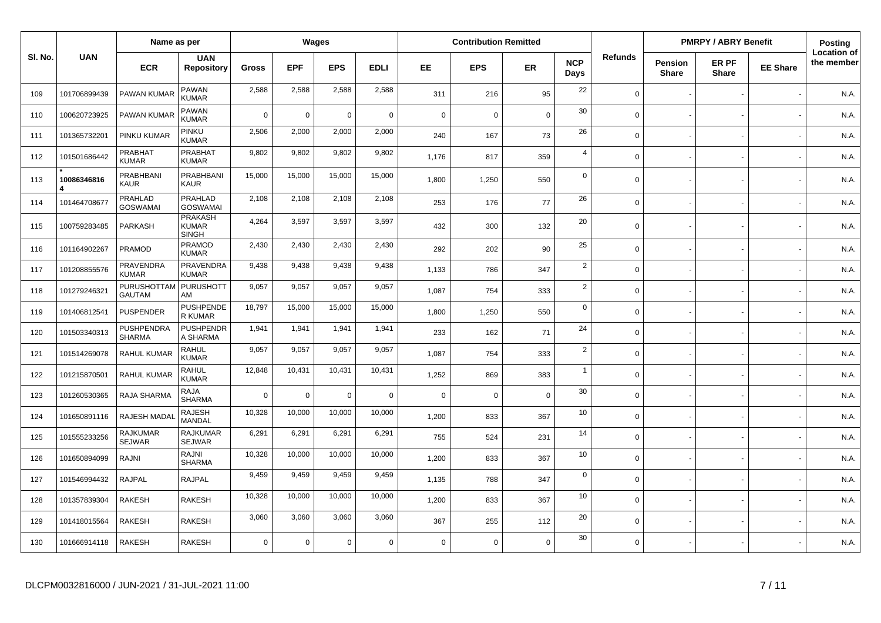| Sl. No. | UAN | Name as per | | Wages | | | | Contribution Remitted | | | | Refunds | PMRPY / ABRY Benefit | | | Posting Location of the member |
|---|---|---|---|---|---|---|---|---|---|---|---|---|---|---|---|---|
| | | ECR | UAN Repository | Gross | EPF | EPS | EDLI | EE | EPS | ER | NCP Days | | Pension Share | ER PF Share | EE Share | |
| 109 | 101706899439 | PAWAN KUMAR | PAWAN KUMAR | 2,588 | 2,588 | 2,588 | 2,588 | 311 | 216 | 95 | 22 | 0 | - | - | - | N.A. |
| 110 | 100620723925 | PAWAN KUMAR | PAWAN KUMAR | 0 | 0 | 0 | 0 | 0 | 0 | 0 | 30 | 0 | - | - | - | N.A. |
| 111 | 101365732201 | PINKU KUMAR | PINKU KUMAR | 2,506 | 2,000 | 2,000 | 2,000 | 240 | 167 | 73 | 26 | 0 | - | - | - | N.A. |
| 112 | 101501686442 | PRABHAT KUMAR | PRABHAT KUMAR | 9,802 | 9,802 | 9,802 | 9,802 | 1,176 | 817 | 359 | 4 | 0 | - | - | - | N.A. |
| 113 | * 100863468164 | PRABHBANI KAUR | PRABHBANI KAUR | 15,000 | 15,000 | 15,000 | 15,000 | 1,800 | 1,250 | 550 | 0 | 0 | - | - | - | N.A. |
| 114 | 101464708677 | PRAHLAD GOSWAMAI | PRAHLAD GOSWAMAI | 2,108 | 2,108 | 2,108 | 2,108 | 253 | 176 | 77 | 26 | 0 | - | - | - | N.A. |
| 115 | 100759283485 | PARKASH | PRAKASH KUMAR SINGH | 4,264 | 3,597 | 3,597 | 3,597 | 432 | 300 | 132 | 20 | 0 | - | - | - | N.A. |
| 116 | 101164902267 | PRAMOD | PRAMOD KUMAR | 2,430 | 2,430 | 2,430 | 2,430 | 292 | 202 | 90 | 25 | 0 | - | - | - | N.A. |
| 117 | 101208855576 | PRAVENDRA KUMAR | PRAVENDRA KUMAR | 9,438 | 9,438 | 9,438 | 9,438 | 1,133 | 786 | 347 | 2 | 0 | - | - | - | N.A. |
| 118 | 101279246321 | PURUSHOTTAM GAUTAM | PURUSHOTTAM | 9,057 | 9,057 | 9,057 | 9,057 | 1,087 | 754 | 333 | 2 | 0 | - | - | - | N.A. |
| 119 | 101406812541 | PUSPENDER | PUSHPENDER KUMAR | 18,797 | 15,000 | 15,000 | 15,000 | 1,800 | 1,250 | 550 | 0 | 0 | - | - | - | N.A. |
| 120 | 101503340313 | PUSHPENDRA SHARMA | PUSHPENDRA SHARMA | 1,941 | 1,941 | 1,941 | 1,941 | 233 | 162 | 71 | 24 | 0 | - | - | - | N.A. |
| 121 | 101514269078 | RAHUL KUMAR | RAHUL KUMAR | 9,057 | 9,057 | 9,057 | 9,057 | 1,087 | 754 | 333 | 2 | 0 | - | - | - | N.A. |
| 122 | 101215870501 | RAHUL KUMAR | RAHUL KUMAR | 12,848 | 10,431 | 10,431 | 10,431 | 1,252 | 869 | 383 | 1 | 0 | - | - | - | N.A. |
| 123 | 101260530365 | RAJA SHARMA | RAJA SHARMA | 0 | 0 | 0 | 0 | 0 | 0 | 0 | 30 | 0 | - | - | - | N.A. |
| 124 | 101650891116 | RAJESH MADAL | RAJESH MANDAL | 10,328 | 10,000 | 10,000 | 10,000 | 1,200 | 833 | 367 | 10 | 0 | - | - | - | N.A. |
| 125 | 101555233256 | RAJKUMAR SEJWAR | RAJKUMAR SEJWAR | 6,291 | 6,291 | 6,291 | 6,291 | 755 | 524 | 231 | 14 | 0 | - | - | - | N.A. |
| 126 | 101650894099 | RAJNI | RAJNI SHARMA | 10,328 | 10,000 | 10,000 | 10,000 | 1,200 | 833 | 367 | 10 | 0 | - | - | - | N.A. |
| 127 | 101546994432 | RAJPAL | RAJPAL | 9,459 | 9,459 | 9,459 | 9,459 | 1,135 | 788 | 347 | 0 | 0 | - | - | - | N.A. |
| 128 | 101357839304 | RAKESH | RAKESH | 10,328 | 10,000 | 10,000 | 10,000 | 1,200 | 833 | 367 | 10 | 0 | - | - | - | N.A. |
| 129 | 101418015564 | RAKESH | RAKESH | 3,060 | 3,060 | 3,060 | 3,060 | 367 | 255 | 112 | 20 | 0 | - | - | - | N.A. |
| 130 | 101666914118 | RAKESH | RAKESH | 0 | 0 | 0 | 0 | 0 | 0 | 0 | 30 | 0 | - | - | - | N.A. |

DLCPM0032816000 / JUN-2021 / 31-JUL-2021 11:00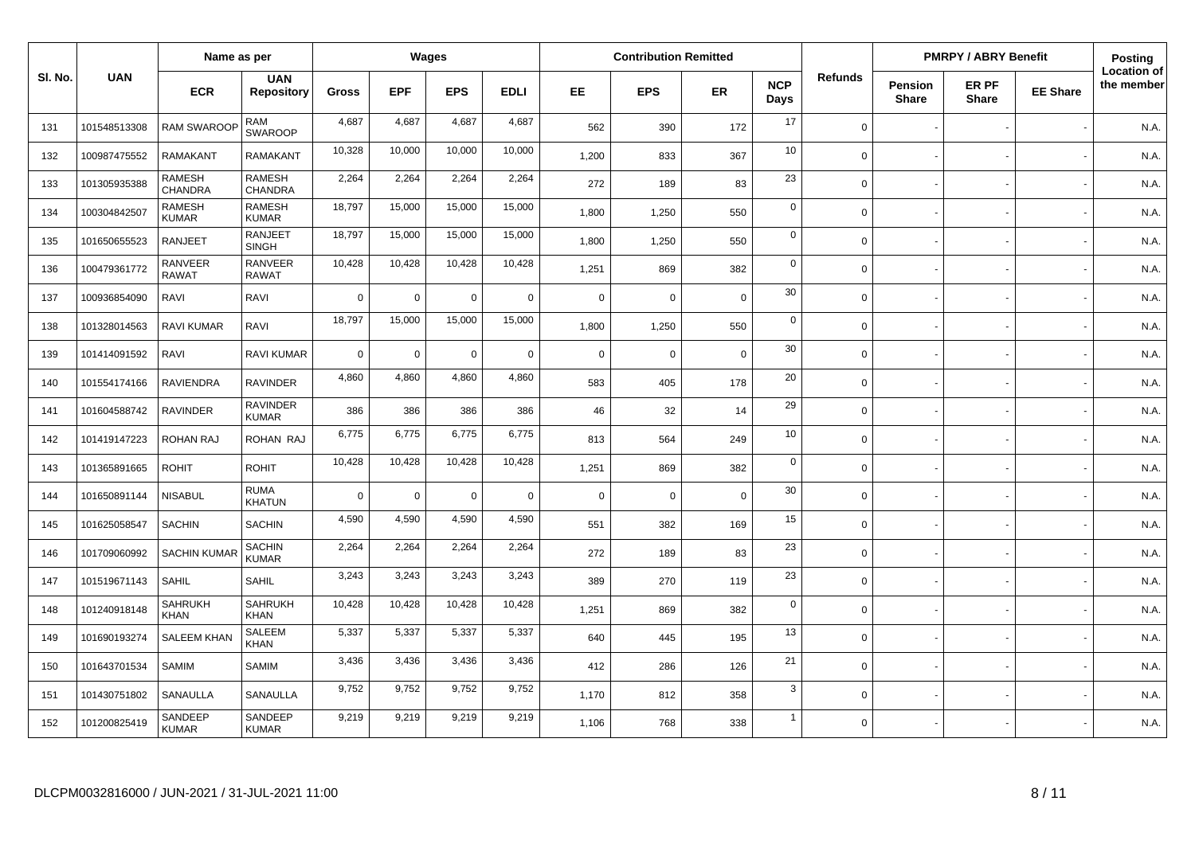| Sl. No. | UAN | Name as per | | Wages | | | | Contribution Remitted | | | | Refunds | PMRPY / ABRY Benefit | | | Posting Location of the member |
|---|---|---|---|---|---|---|---|---|---|---|---|---|---|---|---|---|
| | | ECR | UAN Repository | Gross | EPF | EPS | EDLI | EE | EPS | ER | NCP Days | | Pension Share | ER PF Share | EE Share | |
| 131 | 101548513308 | RAM SWAROOP | RAM SWAROOP | 4,687 | 4,687 | 4,687 | 4,687 | 562 | 390 | 172 | 17 | 0 | - | - | - | N.A. |
| 132 | 100987475552 | RAMAKANT | RAMAKANT | 10,328 | 10,000 | 10,000 | 10,000 | 1,200 | 833 | 367 | 10 | 0 | - | - | - | N.A. |
| 133 | 101305935388 | RAMESH CHANDRA | RAMESH CHANDRA | 2,264 | 2,264 | 2,264 | 2,264 | 272 | 189 | 83 | 23 | 0 | - | - | - | N.A. |
| 134 | 100304842507 | RAMESH KUMAR | RAMESH KUMAR | 18,797 | 15,000 | 15,000 | 15,000 | 1,800 | 1,250 | 550 | 0 | 0 | - | - | - | N.A. |
| 135 | 101650655523 | RANJEET | RANJEET SINGH | 18,797 | 15,000 | 15,000 | 15,000 | 1,800 | 1,250 | 550 | 0 | 0 | - | - | - | N.A. |
| 136 | 100479361772 | RANVEER RAWAT | RANVEER RAWAT | 10,428 | 10,428 | 10,428 | 10,428 | 1,251 | 869 | 382 | 0 | 0 | - | - | - | N.A. |
| 137 | 100936854090 | RAVI | RAVI | 0 | 0 | 0 | 0 | 0 | 0 | 0 | 30 | 0 | - | - | - | N.A. |
| 138 | 101328014563 | RAVI KUMAR | RAVI | 18,797 | 15,000 | 15,000 | 15,000 | 1,800 | 1,250 | 550 | 0 | 0 | - | - | - | N.A. |
| 139 | 101414091592 | RAVI | RAVI KUMAR | 0 | 0 | 0 | 0 | 0 | 0 | 0 | 30 | 0 | - | - | - | N.A. |
| 140 | 101554174166 | RAVIENDRA | RAVINDER | 4,860 | 4,860 | 4,860 | 4,860 | 583 | 405 | 178 | 20 | 0 | - | - | - | N.A. |
| 141 | 101604588742 | RAVINDER | RAVINDER KUMAR | 386 | 386 | 386 | 386 | 46 | 32 | 14 | 29 | 0 | - | - | - | N.A. |
| 142 | 101419147223 | ROHAN RAJ | ROHAN RAJ | 6,775 | 6,775 | 6,775 | 6,775 | 813 | 564 | 249 | 10 | 0 | - | - | - | N.A. |
| 143 | 101365891665 | ROHIT | ROHIT | 10,428 | 10,428 | 10,428 | 10,428 | 1,251 | 869 | 382 | 0 | 0 | - | - | - | N.A. |
| 144 | 101650891144 | NISABUL | RUMA KHATUN | 0 | 0 | 0 | 0 | 0 | 0 | 0 | 30 | 0 | - | - | - | N.A. |
| 145 | 101625058547 | SACHIN | SACHIN | 4,590 | 4,590 | 4,590 | 4,590 | 551 | 382 | 169 | 15 | 0 | - | - | - | N.A. |
| 146 | 101709060992 | SACHIN KUMAR | SACHIN KUMAR | 2,264 | 2,264 | 2,264 | 2,264 | 272 | 189 | 83 | 23 | 0 | - | - | - | N.A. |
| 147 | 101519671143 | SAHIL | SAHIL | 3,243 | 3,243 | 3,243 | 3,243 | 389 | 270 | 119 | 23 | 0 | - | - | - | N.A. |
| 148 | 101240918148 | SAHRUKH KHAN | SAHRUKH KHAN | 10,428 | 10,428 | 10,428 | 10,428 | 1,251 | 869 | 382 | 0 | 0 | - | - | - | N.A. |
| 149 | 101690193274 | SALEEM KHAN | SALEEM KHAN | 5,337 | 5,337 | 5,337 | 5,337 | 640 | 445 | 195 | 13 | 0 | - | - | - | N.A. |
| 150 | 101643701534 | SAMIM | SAMIM | 3,436 | 3,436 | 3,436 | 3,436 | 412 | 286 | 126 | 21 | 0 | - | - | - | N.A. |
| 151 | 101430751802 | SANAULLA | SANAULLA | 9,752 | 9,752 | 9,752 | 9,752 | 1,170 | 812 | 358 | 3 | 0 | - | - | - | N.A. |
| 152 | 101200825419 | SANDEEP KUMAR | SANDEEP KUMAR | 9,219 | 9,219 | 9,219 | 9,219 | 1,106 | 768 | 338 | 1 | 0 | - | - | - | N.A. |

DLCPM0032816000 / JUN-2021 / 31-JUL-2021 11:00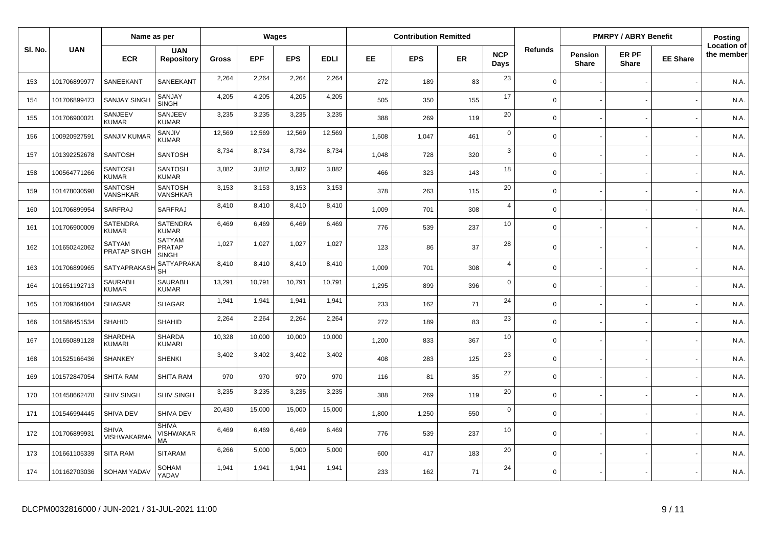| Sl. No. | UAN | Name as per | | Wages | | | | Contribution Remitted | | | | Refunds | PMRPY / ABRY Benefit | | | Posting Location of the member |
|---|---|---|---|---|---|---|---|---|---|---|---|---|---|---|---|---|
| | | ECR | UAN Repository | Gross | EPF | EPS | EDLI | EE | EPS | ER | NCP Days | | Pension Share | ER PF Share | EE Share | |
| 153 | 101706899977 | SANEEKANT | SANEEKANT | 2,264 | 2,264 | 2,264 | 2,264 | 272 | 189 | 83 | 23 | 0 | - | - | - | N.A. |
| 154 | 101706899473 | SANJAY SINGH | SANJAY SINGH | 4,205 | 4,205 | 4,205 | 4,205 | 505 | 350 | 155 | 17 | 0 | - | - | - | N.A. |
| 155 | 101706900021 | SANJEEV KUMAR | SANJEEV KUMAR | 3,235 | 3,235 | 3,235 | 3,235 | 388 | 269 | 119 | 20 | 0 | - | - | - | N.A. |
| 156 | 100920927591 | SANJIV KUMAR | SANJIV KUMAR | 12,569 | 12,569 | 12,569 | 12,569 | 1,508 | 1,047 | 461 | 0 | 0 | - | - | - | N.A. |
| 157 | 101392252678 | SANTOSH | SANTOSH | 8,734 | 8,734 | 8,734 | 8,734 | 1,048 | 728 | 320 | 3 | 0 | - | - | - | N.A. |
| 158 | 100564771266 | SANTOSH KUMAR | SANTOSH KUMAR | 3,882 | 3,882 | 3,882 | 3,882 | 466 | 323 | 143 | 18 | 0 | - | - | - | N.A. |
| 159 | 101478030598 | SANTOSH VANSHKAR | SANTOSH VANSHKAR | 3,153 | 3,153 | 3,153 | 3,153 | 378 | 263 | 115 | 20 | 0 | - | - | - | N.A. |
| 160 | 101706899954 | SARFRAJ | SARFRAJ | 8,410 | 8,410 | 8,410 | 8,410 | 1,009 | 701 | 308 | 4 | 0 | - | - | - | N.A. |
| 161 | 101706900009 | SATENDRA KUMAR | SATENDRA KUMAR | 6,469 | 6,469 | 6,469 | 6,469 | 776 | 539 | 237 | 10 | 0 | - | - | - | N.A. |
| 162 | 101650242062 | SATYAM PRATAP SINGH | SATYAM PRATAP SINGH | 1,027 | 1,027 | 1,027 | 1,027 | 123 | 86 | 37 | 28 | 0 | - | - | - | N.A. |
| 163 | 101706899965 | SATYAPRAKASH | SATYAPRAKASH | 8,410 | 8,410 | 8,410 | 8,410 | 1,009 | 701 | 308 | 4 | 0 | - | - | - | N.A. |
| 164 | 101651192713 | SAURABH KUMAR | SAURABH KUMAR | 13,291 | 10,791 | 10,791 | 10,791 | 1,295 | 899 | 396 | 0 | 0 | - | - | - | N.A. |
| 165 | 101709364804 | SHAGAR | SHAGAR | 1,941 | 1,941 | 1,941 | 1,941 | 233 | 162 | 71 | 24 | 0 | - | - | - | N.A. |
| 166 | 101586451534 | SHAHID | SHAHID | 2,264 | 2,264 | 2,264 | 2,264 | 272 | 189 | 83 | 23 | 0 | - | - | - | N.A. |
| 167 | 101650891128 | SHARDHA KUMARI | SHARDA KUMARI | 10,328 | 10,000 | 10,000 | 10,000 | 1,200 | 833 | 367 | 10 | 0 | - | - | - | N.A. |
| 168 | 101525166436 | SHANKEY | SHENKI | 3,402 | 3,402 | 3,402 | 3,402 | 408 | 283 | 125 | 23 | 0 | - | - | - | N.A. |
| 169 | 101572847054 | SHITA RAM | SHITA RAM | 970 | 970 | 970 | 970 | 116 | 81 | 35 | 27 | 0 | - | - | - | N.A. |
| 170 | 101458662478 | SHIV SINGH | SHIV SINGH | 3,235 | 3,235 | 3,235 | 3,235 | 388 | 269 | 119 | 20 | 0 | - | - | - | N.A. |
| 171 | 101546994445 | SHIVA DEV | SHIVA DEV | 20,430 | 15,000 | 15,000 | 15,000 | 1,800 | 1,250 | 550 | 0 | 0 | - | - | - | N.A. |
| 172 | 101706899931 | SHIVA VISHWAKARMA | SHIVA VISHWAKARMA | 6,469 | 6,469 | 6,469 | 6,469 | 776 | 539 | 237 | 10 | 0 | - | - | - | N.A. |
| 173 | 101661105339 | SITA RAM | SITARAM | 6,266 | 5,000 | 5,000 | 5,000 | 600 | 417 | 183 | 20 | 0 | - | - | - | N.A. |
| 174 | 101162703036 | SOHAM YADAV | SOHAM YADAV | 1,941 | 1,941 | 1,941 | 1,941 | 233 | 162 | 71 | 24 | 0 | - | - | - | N.A. |

DLCPM0032816000 / JUN-2021 / 31-JUL-2021 11:00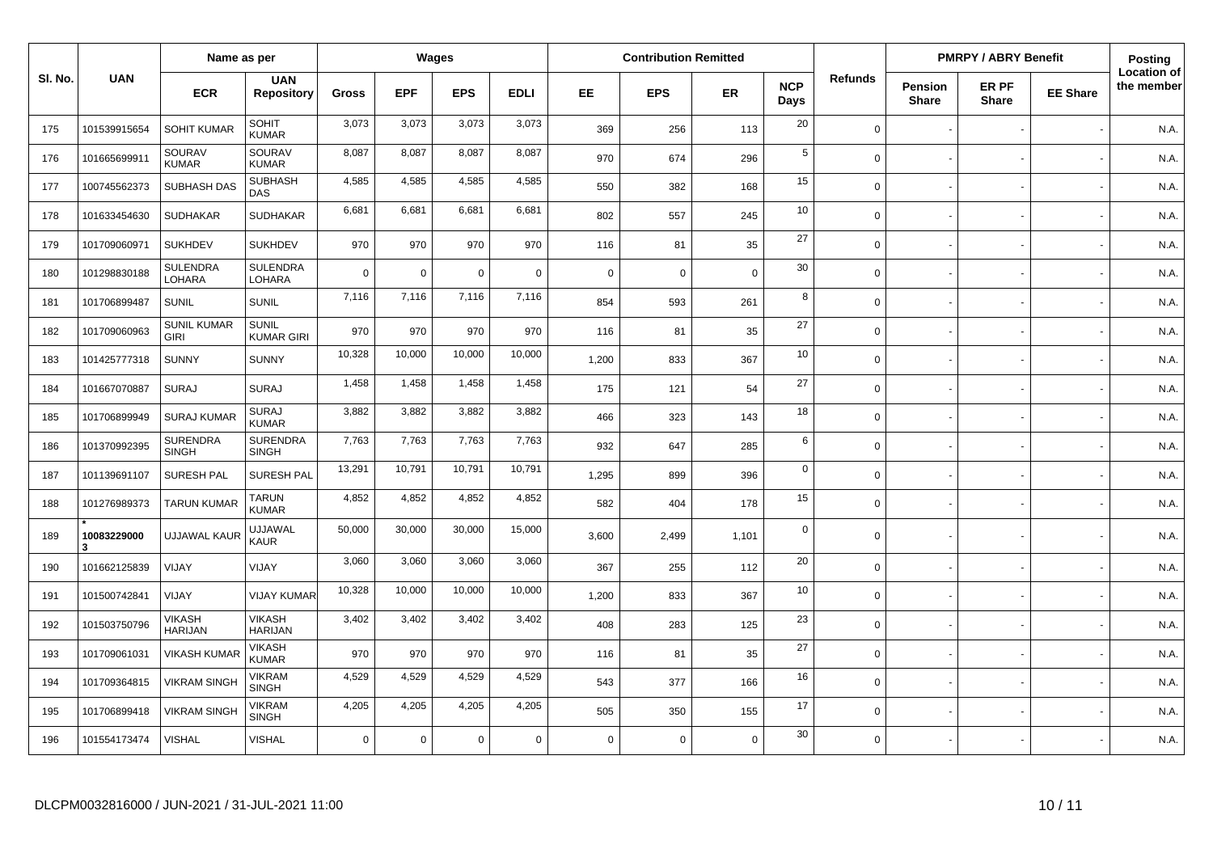| Sl. No. | UAN | Name as per | | Wages | | | | Contribution Remitted | | | | Refunds | PMRPY / ABRY Benefit | | | Posting Location of the member |
|---|---|---|---|---|---|---|---|---|---|---|---|---|---|---|---|---|
| | | ECR | UAN Repository | Gross | EPF | EPS | EDLI | EE | EPS | ER | NCP Days | | Pension Share | ER PF Share | EE Share | |
| 175 | 101539915654 | SOHIT KUMAR | SOHIT KUMAR | 3,073 | 3,073 | 3,073 | 3,073 | 369 | 256 | 113 | 20 | 0 | - | - | - | N.A. |
| 176 | 101665699911 | SOURAV KUMAR | SOURAV KUMAR | 8,087 | 8,087 | 8,087 | 8,087 | 970 | 674 | 296 | 5 | 0 | - | - | - | N.A. |
| 177 | 100745562373 | SUBHASH DAS | SUBHASH DAS | 4,585 | 4,585 | 4,585 | 4,585 | 550 | 382 | 168 | 15 | 0 | - | - | - | N.A. |
| 178 | 101633454630 | SUDHAKAR | SUDHAKAR | 6,681 | 6,681 | 6,681 | 6,681 | 802 | 557 | 245 | 10 | 0 | - | - | - | N.A. |
| 179 | 101709060971 | SUKHDEV | SUKHDEV | 970 | 970 | 970 | 970 | 116 | 81 | 35 | 27 | 0 | - | - | - | N.A. |
| 180 | 101298830188 | SULENDRA LOHARA | SULENDRA LOHARA | 0 | 0 | 0 | 0 | 0 | 0 | 0 | 30 | 0 | - | - | - | N.A. |
| 181 | 101706899487 | SUNIL | SUNIL | 7,116 | 7,116 | 7,116 | 7,116 | 854 | 593 | 261 | 8 | 0 | - | - | - | N.A. |
| 182 | 101709060963 | SUNIL KUMAR GIRI | SUNIL KUMAR GIRI | 970 | 970 | 970 | 970 | 116 | 81 | 35 | 27 | 0 | - | - | - | N.A. |
| 183 | 101425777318 | SUNNY | SUNNY | 10,328 | 10,000 | 10,000 | 10,000 | 1,200 | 833 | 367 | 10 | 0 | - | - | - | N.A. |
| 184 | 101667070887 | SURAJ | SURAJ | 1,458 | 1,458 | 1,458 | 1,458 | 175 | 121 | 54 | 27 | 0 | - | - | - | N.A. |
| 185 | 101706899949 | SURAJ KUMAR | SURAJ KUMAR | 3,882 | 3,882 | 3,882 | 3,882 | 466 | 323 | 143 | 18 | 0 | - | - | - | N.A. |
| 186 | 101370992395 | SURENDRA SINGH | SURENDRA SINGH | 7,763 | 7,763 | 7,763 | 7,763 | 932 | 647 | 285 | 6 | 0 | - | - | - | N.A. |
| 187 | 101139691107 | SURESH PAL | SURESH PAL | 13,291 | 10,791 | 10,791 | 10,791 | 1,295 | 899 | 396 | 0 | 0 | - | - | - | N.A. |
| 188 | 101276989373 | TARUN KUMAR | TARUN KUMAR | 4,852 | 4,852 | 4,852 | 4,852 | 582 | 404 | 178 | 15 | 0 | - | - | - | N.A. |
| 189 | * 100832290003 | UJJAWAL KAUR | UJJAWAL KAUR | 50,000 | 30,000 | 30,000 | 15,000 | 3,600 | 2,499 | 1,101 | 0 | 0 | - | - | - | N.A. |
| 190 | 101662125839 | VIJAY | VIJAY | 3,060 | 3,060 | 3,060 | 3,060 | 367 | 255 | 112 | 20 | 0 | - | - | - | N.A. |
| 191 | 101500742841 | VIJAY | VIJAY KUMAR | 10,328 | 10,000 | 10,000 | 10,000 | 1,200 | 833 | 367 | 10 | 0 | - | - | - | N.A. |
| 192 | 101503750796 | VIKASH HARIJAN | VIKASH HARIJAN | 3,402 | 3,402 | 3,402 | 3,402 | 408 | 283 | 125 | 23 | 0 | - | - | - | N.A. |
| 193 | 101709061031 | VIKASH KUMAR | VIKASH KUMAR | 970 | 970 | 970 | 970 | 116 | 81 | 35 | 27 | 0 | - | - | - | N.A. |
| 194 | 101709364815 | VIKRAM SINGH | VIKRAM SINGH | 4,529 | 4,529 | 4,529 | 4,529 | 543 | 377 | 166 | 16 | 0 | - | - | - | N.A. |
| 195 | 101706899418 | VIKRAM SINGH | VIKRAM SINGH | 4,205 | 4,205 | 4,205 | 4,205 | 505 | 350 | 155 | 17 | 0 | - | - | - | N.A. |
| 196 | 101554173474 | VISHAL | VISHAL | 0 | 0 | 0 | 0 | 0 | 0 | 0 | 30 | 0 | - | - | - | N.A. |

DLCPM0032816000 / JUN-2021 / 31-JUL-2021 11:00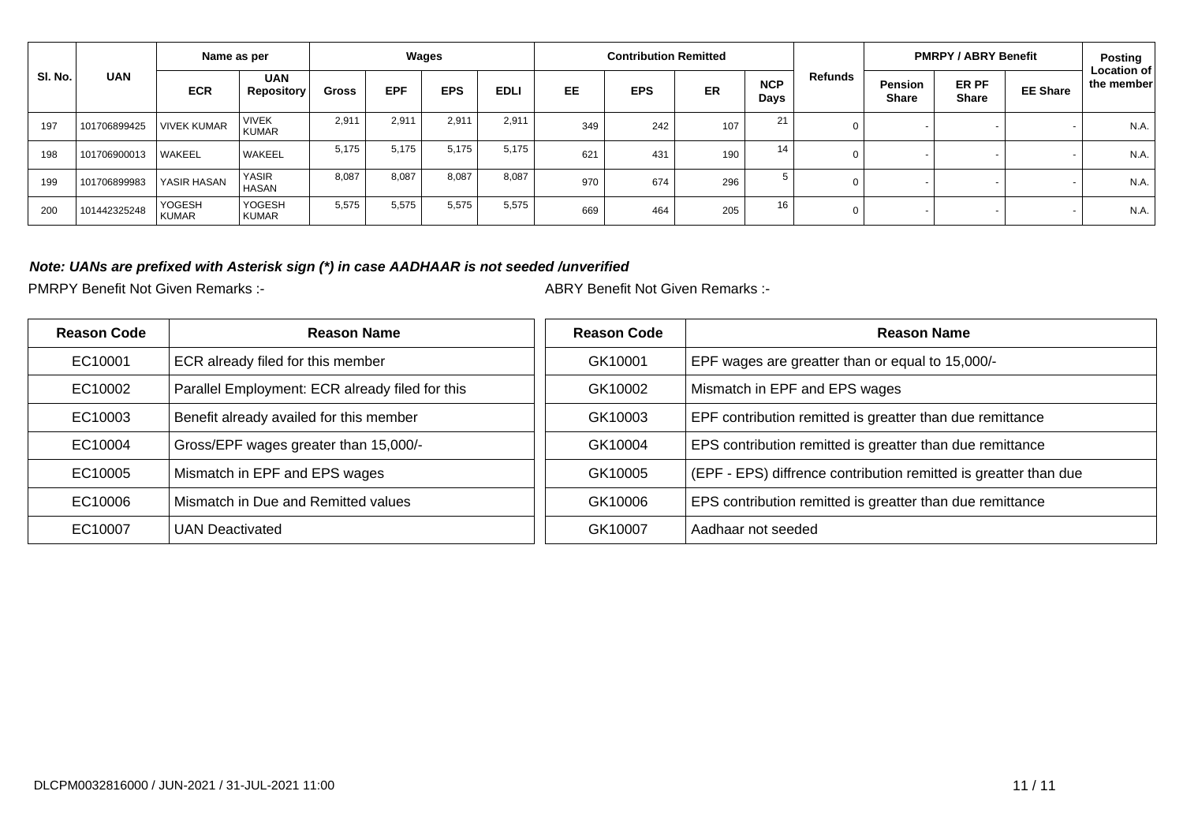| Sl. No. | UAN | Name as per | | Wages | | | | Contribution Remitted | | | | Refunds | PMRPY / ABRY Benefit | | | Posting Location of the member |
|---|---|---|---|---|---|---|---|---|---|---|---|---|---|---|---|---|
| | | ECR | UAN Repository | Gross | EPF | EPS | EDLI | EE | EPS | ER | NCP Days | | Pension Share | ER PF Share | EE Share | |
| 197 | 101706899425 | VIVEK KUMAR | VIVEK KUMAR | 2,911 | 2,911 | 2,911 | 2,911 | 349 | 242 | 107 | 21 | 0 | - | - | - | N.A. |
| 198 | 101706900013 | WAKEEL | WAKEEL | 5,175 | 5,175 | 5,175 | 5,175 | 621 | 431 | 190 | 14 | 0 | - | - | - | N.A. |
| 199 | 101706899983 | YASIR HASAN | YASIR HASAN | 8,087 | 8,087 | 8,087 | 8,087 | 970 | 674 | 296 | 5 | 0 | - | - | - | N.A. |
| 200 | 101442325248 | YOGESH KUMAR | YOGESH KUMAR | 5,575 | 5,575 | 5,575 | 5,575 | 669 | 464 | 205 | 16 | 0 | - | - | - | N.A. |

***Note: UANs are prefixed with Asterisk sign (*) in case AADHAAR is not seeded /unverified***

PMRPY Benefit Not Given Remarks :-

| Reason Code | Reason Name |
|---|---|
| EC10001 | ECR already filed for this member |
| EC10002 | Parallel Employment: ECR already filed for this |
| EC10003 | Benefit already availed for this member |
| EC10004 | Gross/EPF wages greater than 15,000/- |
| EC10005 | Mismatch in EPF and EPS wages |
| EC10006 | Mismatch in Due and Remitted values |
| EC10007 | UAN Deactivated |

ABRY Benefit Not Given Remarks :-

| Reason Code | Reason Name |
|---|---|
| GK10001 | EPF wages are greatter than or equal to 15,000/- |
| GK10002 | Mismatch in EPF and EPS wages |
| GK10003 | EPF contribution remitted is greatter than due remittance |
| GK10004 | EPS contribution remitted is greatter than due remittance |
| GK10005 | (EPF - EPS) diffrence contribution remitted is greatter than due |
| GK10006 | EPS contribution remitted is greatter than due remittance |
| GK10007 | Aadhaar not seeded |

DLCPM0032816000 / JUN-2021 / 31-JUL-2021 11:00